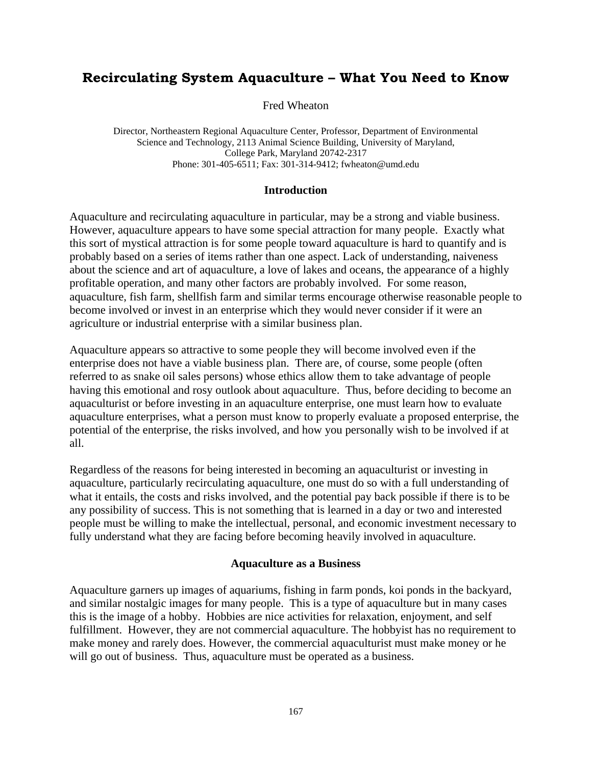# Recirculating System Aquaculture – What You Need to Know

Fred Wheaton

Director, Northeastern Regional Aquaculture Center, Professor, Department of Environmental Science and Technology, 2113 Animal Science Building, University of Maryland, College Park, Maryland 20742-2317
Phone: 301-405-6511; Fax: 301-314-9412; fwheaton@umd.edu

## Introduction

Aquaculture and recirculating aquaculture in particular, may be a strong and viable business. However, aquaculture appears to have some special attraction for many people. Exactly what this sort of mystical attraction is for some people toward aquaculture is hard to quantify and is probably based on a series of items rather than one aspect. Lack of understanding, naiveness about the science and art of aquaculture, a love of lakes and oceans, the appearance of a highly profitable operation, and many other factors are probably involved. For some reason, aquaculture, fish farm, shellfish farm and similar terms encourage otherwise reasonable people to become involved or invest in an enterprise which they would never consider if it were an agriculture or industrial enterprise with a similar business plan.

Aquaculture appears so attractive to some people they will become involved even if the enterprise does not have a viable business plan. There are, of course, some people (often referred to as snake oil sales persons) whose ethics allow them to take advantage of people having this emotional and rosy outlook about aquaculture. Thus, before deciding to become an aquaculturist or before investing in an aquaculture enterprise, one must learn how to evaluate aquaculture enterprises, what a person must know to properly evaluate a proposed enterprise, the potential of the enterprise, the risks involved, and how you personally wish to be involved if at all.

Regardless of the reasons for being interested in becoming an aquaculturist or investing in aquaculture, particularly recirculating aquaculture, one must do so with a full understanding of what it entails, the costs and risks involved, and the potential pay back possible if there is to be any possibility of success. This is not something that is learned in a day or two and interested people must be willing to make the intellectual, personal, and economic investment necessary to fully understand what they are facing before becoming heavily involved in aquaculture.

## Aquaculture as a Business

Aquaculture garners up images of aquariums, fishing in farm ponds, koi ponds in the backyard, and similar nostalgic images for many people. This is a type of aquaculture but in many cases this is the image of a hobby. Hobbies are nice activities for relaxation, enjoyment, and self fulfillment. However, they are not commercial aquaculture. The hobbyist has no requirement to make money and rarely does. However, the commercial aquaculturist must make money or he will go out of business. Thus, aquaculture must be operated as a business.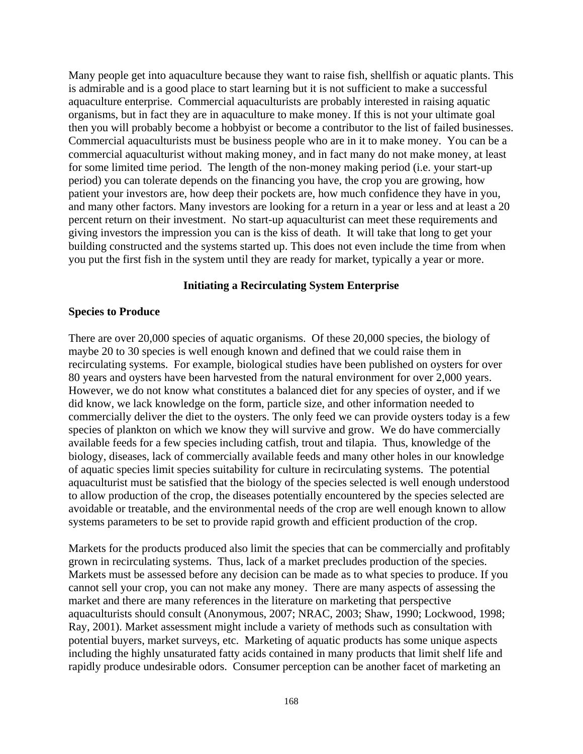Many people get into aquaculture because they want to raise fish, shellfish or aquatic plants. This is admirable and is a good place to start learning but it is not sufficient to make a successful aquaculture enterprise. Commercial aquaculturists are probably interested in raising aquatic organisms, but in fact they are in aquaculture to make money. If this is not your ultimate goal then you will probably become a hobbyist or become a contributor to the list of failed businesses. Commercial aquaculturists must be business people who are in it to make money. You can be a commercial aquaculturist without making money, and in fact many do not make money, at least for some limited time period. The length of the non-money making period (i.e. your start-up period) you can tolerate depends on the financing you have, the crop you are growing, how patient your investors are, how deep their pockets are, how much confidence they have in you, and many other factors. Many investors are looking for a return in a year or less and at least a 20 percent return on their investment. No start-up aquaculturist can meet these requirements and giving investors the impression you can is the kiss of death. It will take that long to get your building constructed and the systems started up. This does not even include the time from when you put the first fish in the system until they are ready for market, typically a year or more.

## Initiating a Recirculating System Enterprise

### Species to Produce

There are over 20,000 species of aquatic organisms. Of these 20,000 species, the biology of maybe 20 to 30 species is well enough known and defined that we could raise them in recirculating systems. For example, biological studies have been published on oysters for over 80 years and oysters have been harvested from the natural environment for over 2,000 years. However, we do not know what constitutes a balanced diet for any species of oyster, and if we did know, we lack knowledge on the form, particle size, and other information needed to commercially deliver the diet to the oysters. The only feed we can provide oysters today is a few species of plankton on which we know they will survive and grow. We do have commercially available feeds for a few species including catfish, trout and tilapia. Thus, knowledge of the biology, diseases, lack of commercially available feeds and many other holes in our knowledge of aquatic species limit species suitability for culture in recirculating systems. The potential aquaculturist must be satisfied that the biology of the species selected is well enough understood to allow production of the crop, the diseases potentially encountered by the species selected are avoidable or treatable, and the environmental needs of the crop are well enough known to allow systems parameters to be set to provide rapid growth and efficient production of the crop.

Markets for the products produced also limit the species that can be commercially and profitably grown in recirculating systems. Thus, lack of a market precludes production of the species. Markets must be assessed before any decision can be made as to what species to produce. If you cannot sell your crop, you can not make any money. There are many aspects of assessing the market and there are many references in the literature on marketing that perspective aquaculturists should consult (Anonymous, 2007; NRAC, 2003; Shaw, 1990; Lockwood, 1998; Ray, 2001). Market assessment might include a variety of methods such as consultation with potential buyers, market surveys, etc. Marketing of aquatic products has some unique aspects including the highly unsaturated fatty acids contained in many products that limit shelf life and rapidly produce undesirable odors. Consumer perception can be another facet of marketing an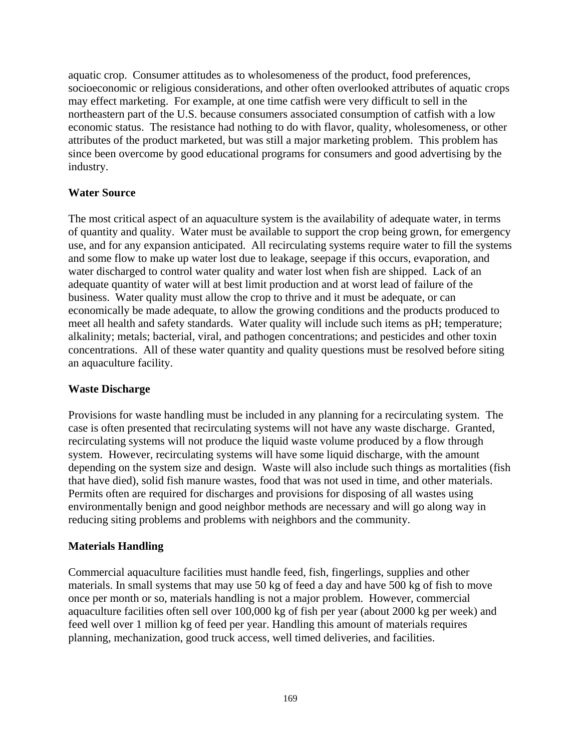aquatic crop. Consumer attitudes as to wholesomeness of the product, food preferences, socioeconomic or religious considerations, and other often overlooked attributes of aquatic crops may effect marketing. For example, at one time catfish were very difficult to sell in the northeastern part of the U.S. because consumers associated consumption of catfish with a low economic status. The resistance had nothing to do with flavor, quality, wholesomeness, or other attributes of the product marketed, but was still a major marketing problem. This problem has since been overcome by good educational programs for consumers and good advertising by the industry.

**Water Source**

The most critical aspect of an aquaculture system is the availability of adequate water, in terms of quantity and quality. Water must be available to support the crop being grown, for emergency use, and for any expansion anticipated. All recirculating systems require water to fill the systems and some flow to make up water lost due to leakage, seepage if this occurs, evaporation, and water discharged to control water quality and water lost when fish are shipped. Lack of an adequate quantity of water will at best limit production and at worst lead of failure of the business. Water quality must allow the crop to thrive and it must be adequate, or can economically be made adequate, to allow the growing conditions and the products produced to meet all health and safety standards. Water quality will include such items as pH; temperature; alkalinity; metals; bacterial, viral, and pathogen concentrations; and pesticides and other toxin concentrations. All of these water quantity and quality questions must be resolved before siting an aquaculture facility.

**Waste Discharge**

Provisions for waste handling must be included in any planning for a recirculating system. The case is often presented that recirculating systems will not have any waste discharge. Granted, recirculating systems will not produce the liquid waste volume produced by a flow through system. However, recirculating systems will have some liquid discharge, with the amount depending on the system size and design. Waste will also include such things as mortalities (fish that have died), solid fish manure wastes, food that was not used in time, and other materials. Permits often are required for discharges and provisions for disposing of all wastes using environmentally benign and good neighbor methods are necessary and will go along way in reducing siting problems and problems with neighbors and the community.

**Materials Handling**

Commercial aquaculture facilities must handle feed, fish, fingerlings, supplies and other materials. In small systems that may use 50 kg of feed a day and have 500 kg of fish to move once per month or so, materials handling is not a major problem. However, commercial aquaculture facilities often sell over 100,000 kg of fish per year (about 2000 kg per week) and feed well over 1 million kg of feed per year. Handling this amount of materials requires planning, mechanization, good truck access, well timed deliveries, and facilities.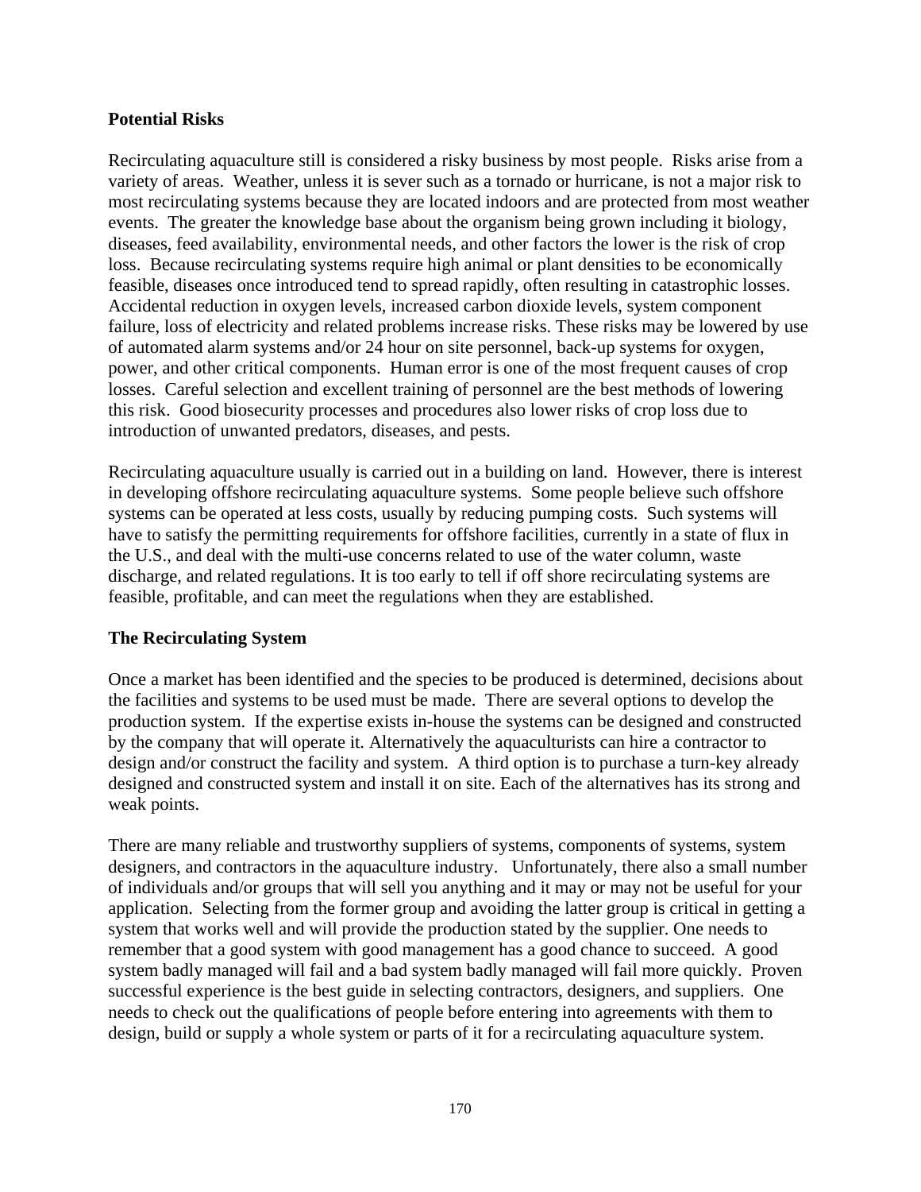**Potential Risks**

Recirculating aquaculture still is considered a risky business by most people. Risks arise from a variety of areas. Weather, unless it is sever such as a tornado or hurricane, is not a major risk to most recirculating systems because they are located indoors and are protected from most weather events. The greater the knowledge base about the organism being grown including it biology, diseases, feed availability, environmental needs, and other factors the lower is the risk of crop loss. Because recirculating systems require high animal or plant densities to be economically feasible, diseases once introduced tend to spread rapidly, often resulting in catastrophic losses. Accidental reduction in oxygen levels, increased carbon dioxide levels, system component failure, loss of electricity and related problems increase risks. These risks may be lowered by use of automated alarm systems and/or 24 hour on site personnel, back-up systems for oxygen, power, and other critical components. Human error is one of the most frequent causes of crop losses. Careful selection and excellent training of personnel are the best methods of lowering this risk. Good biosecurity processes and procedures also lower risks of crop loss due to introduction of unwanted predators, diseases, and pests.

Recirculating aquaculture usually is carried out in a building on land. However, there is interest in developing offshore recirculating aquaculture systems. Some people believe such offshore systems can be operated at less costs, usually by reducing pumping costs. Such systems will have to satisfy the permitting requirements for offshore facilities, currently in a state of flux in the U.S., and deal with the multi-use concerns related to use of the water column, waste discharge, and related regulations. It is too early to tell if off shore recirculating systems are feasible, profitable, and can meet the regulations when they are established.

**The Recirculating System**

Once a market has been identified and the species to be produced is determined, decisions about the facilities and systems to be used must be made. There are several options to develop the production system. If the expertise exists in-house the systems can be designed and constructed by the company that will operate it. Alternatively the aquaculturists can hire a contractor to design and/or construct the facility and system. A third option is to purchase a turn-key already designed and constructed system and install it on site. Each of the alternatives has its strong and weak points.

There are many reliable and trustworthy suppliers of systems, components of systems, system designers, and contractors in the aquaculture industry. Unfortunately, there also a small number of individuals and/or groups that will sell you anything and it may or may not be useful for your application. Selecting from the former group and avoiding the latter group is critical in getting a system that works well and will provide the production stated by the supplier. One needs to remember that a good system with good management has a good chance to succeed. A good system badly managed will fail and a bad system badly managed will fail more quickly. Proven successful experience is the best guide in selecting contractors, designers, and suppliers. One needs to check out the qualifications of people before entering into agreements with them to design, build or supply a whole system or parts of it for a recirculating aquaculture system.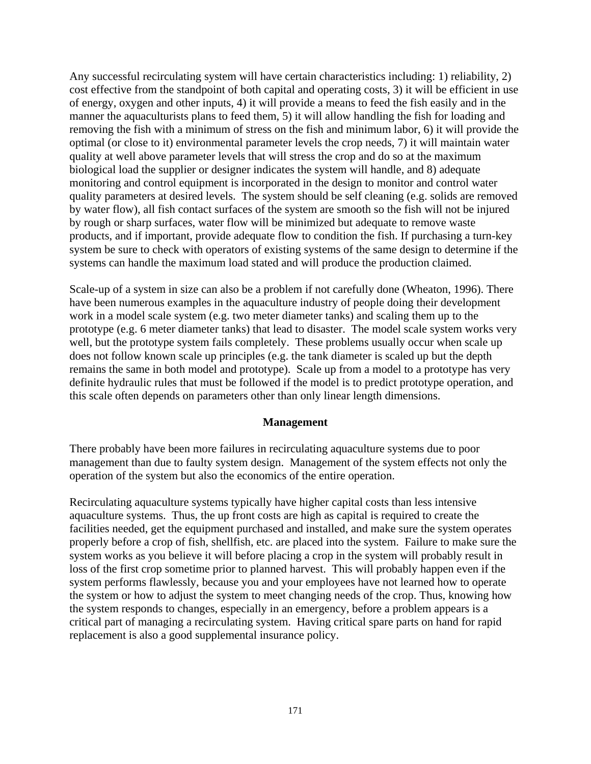Any successful recirculating system will have certain characteristics including: 1) reliability, 2) cost effective from the standpoint of both capital and operating costs, 3) it will be efficient in use of energy, oxygen and other inputs, 4) it will provide a means to feed the fish easily and in the manner the aquaculturists plans to feed them, 5) it will allow handling the fish for loading and removing the fish with a minimum of stress on the fish and minimum labor, 6) it will provide the optimal (or close to it) environmental parameter levels the crop needs, 7) it will maintain water quality at well above parameter levels that will stress the crop and do so at the maximum biological load the supplier or designer indicates the system will handle, and 8) adequate monitoring and control equipment is incorporated in the design to monitor and control water quality parameters at desired levels. The system should be self cleaning (e.g. solids are removed by water flow), all fish contact surfaces of the system are smooth so the fish will not be injured by rough or sharp surfaces, water flow will be minimized but adequate to remove waste products, and if important, provide adequate flow to condition the fish. If purchasing a turn-key system be sure to check with operators of existing systems of the same design to determine if the systems can handle the maximum load stated and will produce the production claimed.

Scale-up of a system in size can also be a problem if not carefully done (Wheaton, 1996). There have been numerous examples in the aquaculture industry of people doing their development work in a model scale system (e.g. two meter diameter tanks) and scaling them up to the prototype (e.g. 6 meter diameter tanks) that lead to disaster. The model scale system works very well, but the prototype system fails completely. These problems usually occur when scale up does not follow known scale up principles (e.g. the tank diameter is scaled up but the depth remains the same in both model and prototype). Scale up from a model to a prototype has very definite hydraulic rules that must be followed if the model is to predict prototype operation, and this scale often depends on parameters other than only linear length dimensions.

## Management

There probably have been more failures in recirculating aquaculture systems due to poor management than due to faulty system design. Management of the system effects not only the operation of the system but also the economics of the entire operation.

Recirculating aquaculture systems typically have higher capital costs than less intensive aquaculture systems. Thus, the up front costs are high as capital is required to create the facilities needed, get the equipment purchased and installed, and make sure the system operates properly before a crop of fish, shellfish, etc. are placed into the system. Failure to make sure the system works as you believe it will before placing a crop in the system will probably result in loss of the first crop sometime prior to planned harvest. This will probably happen even if the system performs flawlessly, because you and your employees have not learned how to operate the system or how to adjust the system to meet changing needs of the crop. Thus, knowing how the system responds to changes, especially in an emergency, before a problem appears is a critical part of managing a recirculating system. Having critical spare parts on hand for rapid replacement is also a good supplemental insurance policy.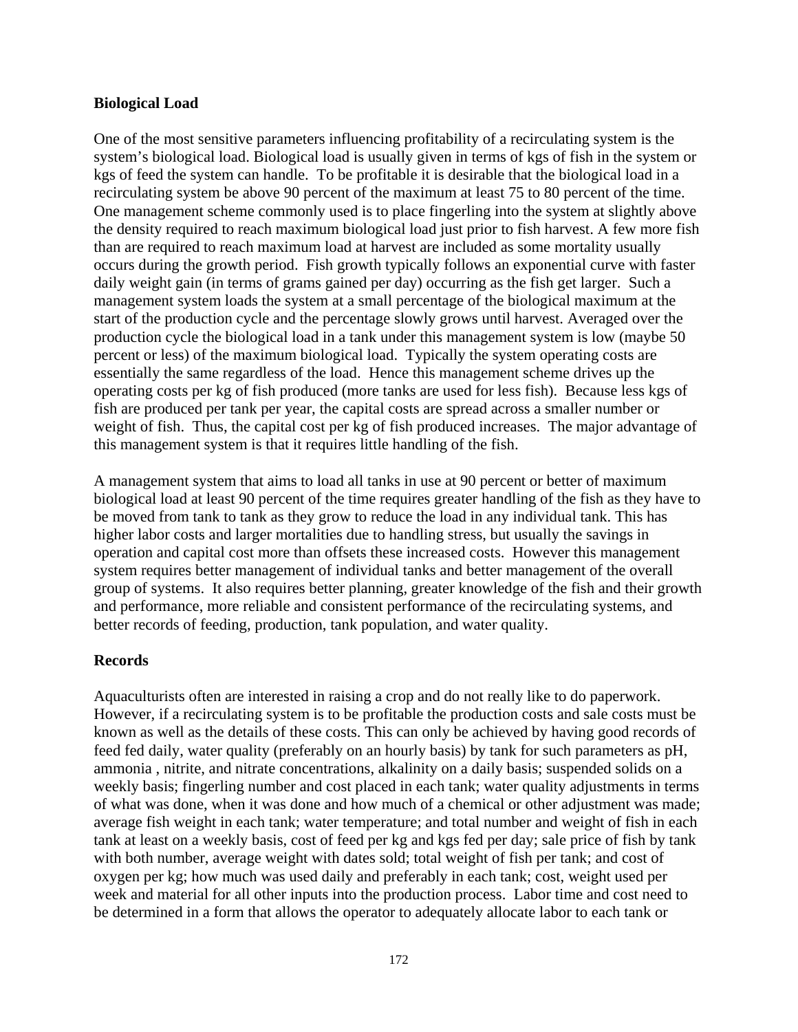### Biological Load

One of the most sensitive parameters influencing profitability of a recirculating system is the system's biological load. Biological load is usually given in terms of kgs of fish in the system or kgs of feed the system can handle. To be profitable it is desirable that the biological load in a recirculating system be above 90 percent of the maximum at least 75 to 80 percent of the time. One management scheme commonly used is to place fingerling into the system at slightly above the density required to reach maximum biological load just prior to fish harvest. A few more fish than are required to reach maximum load at harvest are included as some mortality usually occurs during the growth period. Fish growth typically follows an exponential curve with faster daily weight gain (in terms of grams gained per day) occurring as the fish get larger. Such a management system loads the system at a small percentage of the biological maximum at the start of the production cycle and the percentage slowly grows until harvest. Averaged over the production cycle the biological load in a tank under this management system is low (maybe 50 percent or less) of the maximum biological load. Typically the system operating costs are essentially the same regardless of the load. Hence this management scheme drives up the operating costs per kg of fish produced (more tanks are used for less fish). Because less kgs of fish are produced per tank per year, the capital costs are spread across a smaller number or weight of fish. Thus, the capital cost per kg of fish produced increases. The major advantage of this management system is that it requires little handling of the fish.

A management system that aims to load all tanks in use at 90 percent or better of maximum biological load at least 90 percent of the time requires greater handling of the fish as they have to be moved from tank to tank as they grow to reduce the load in any individual tank. This has higher labor costs and larger mortalities due to handling stress, but usually the savings in operation and capital cost more than offsets these increased costs. However this management system requires better management of individual tanks and better management of the overall group of systems. It also requires better planning, greater knowledge of the fish and their growth and performance, more reliable and consistent performance of the recirculating systems, and better records of feeding, production, tank population, and water quality.

### Records

Aquaculturists often are interested in raising a crop and do not really like to do paperwork. However, if a recirculating system is to be profitable the production costs and sale costs must be known as well as the details of these costs. This can only be achieved by having good records of feed fed daily, water quality (preferably on an hourly basis) by tank for such parameters as pH, ammonia , nitrite, and nitrate concentrations, alkalinity on a daily basis; suspended solids on a weekly basis; fingerling number and cost placed in each tank; water quality adjustments in terms of what was done, when it was done and how much of a chemical or other adjustment was made; average fish weight in each tank; water temperature; and total number and weight of fish in each tank at least on a weekly basis, cost of feed per kg and kgs fed per day; sale price of fish by tank with both number, average weight with dates sold; total weight of fish per tank; and cost of oxygen per kg; how much was used daily and preferably in each tank; cost, weight used per week and material for all other inputs into the production process. Labor time and cost need to be determined in a form that allows the operator to adequately allocate labor to each tank or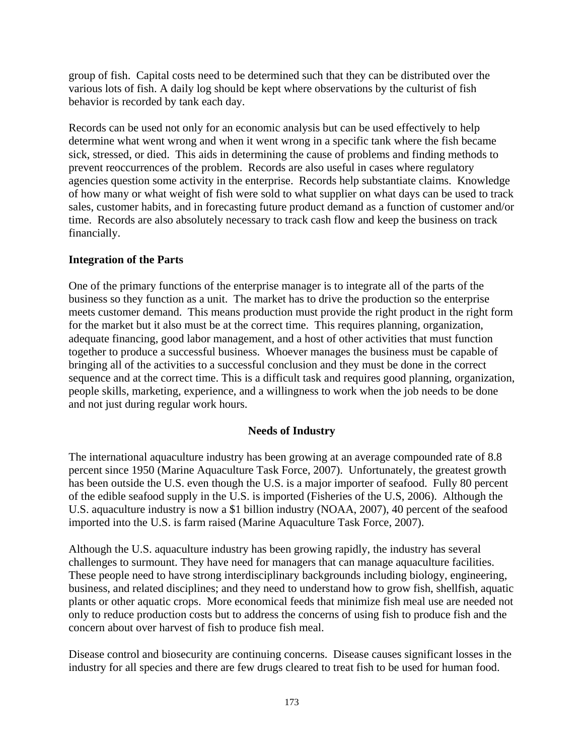group of fish. Capital costs need to be determined such that they can be distributed over the various lots of fish. A daily log should be kept where observations by the culturist of fish behavior is recorded by tank each day.

Records can be used not only for an economic analysis but can be used effectively to help determine what went wrong and when it went wrong in a specific tank where the fish became sick, stressed, or died. This aids in determining the cause of problems and finding methods to prevent reoccurrences of the problem. Records are also useful in cases where regulatory agencies question some activity in the enterprise. Records help substantiate claims. Knowledge of how many or what weight of fish were sold to what supplier on what days can be used to track sales, customer habits, and in forecasting future product demand as a function of customer and/or time. Records are also absolutely necessary to track cash flow and keep the business on track financially.

**Integration of the Parts**

One of the primary functions of the enterprise manager is to integrate all of the parts of the business so they function as a unit. The market has to drive the production so the enterprise meets customer demand. This means production must provide the right product in the right form for the market but it also must be at the correct time. This requires planning, organization, adequate financing, good labor management, and a host of other activities that must function together to produce a successful business. Whoever manages the business must be capable of bringing all of the activities to a successful conclusion and they must be done in the correct sequence and at the correct time. This is a difficult task and requires good planning, organization, people skills, marketing, experience, and a willingness to work when the job needs to be done and not just during regular work hours.

## Needs of Industry

The international aquaculture industry has been growing at an average compounded rate of 8.8 percent since 1950 (Marine Aquaculture Task Force, 2007). Unfortunately, the greatest growth has been outside the U.S. even though the U.S. is a major importer of seafood. Fully 80 percent of the edible seafood supply in the U.S. is imported (Fisheries of the U.S, 2006). Although the U.S. aquaculture industry is now a $1 billion industry (NOAA, 2007), 40 percent of the seafood imported into the U.S. is farm raised (Marine Aquaculture Task Force, 2007).

Although the U.S. aquaculture industry has been growing rapidly, the industry has several challenges to surmount. They have need for managers that can manage aquaculture facilities. These people need to have strong interdisciplinary backgrounds including biology, engineering, business, and related disciplines; and they need to understand how to grow fish, shellfish, aquatic plants or other aquatic crops. More economical feeds that minimize fish meal use are needed not only to reduce production costs but to address the concerns of using fish to produce fish and the concern about over harvest of fish to produce fish meal.

Disease control and biosecurity are continuing concerns. Disease causes significant losses in the industry for all species and there are few drugs cleared to treat fish to be used for human food.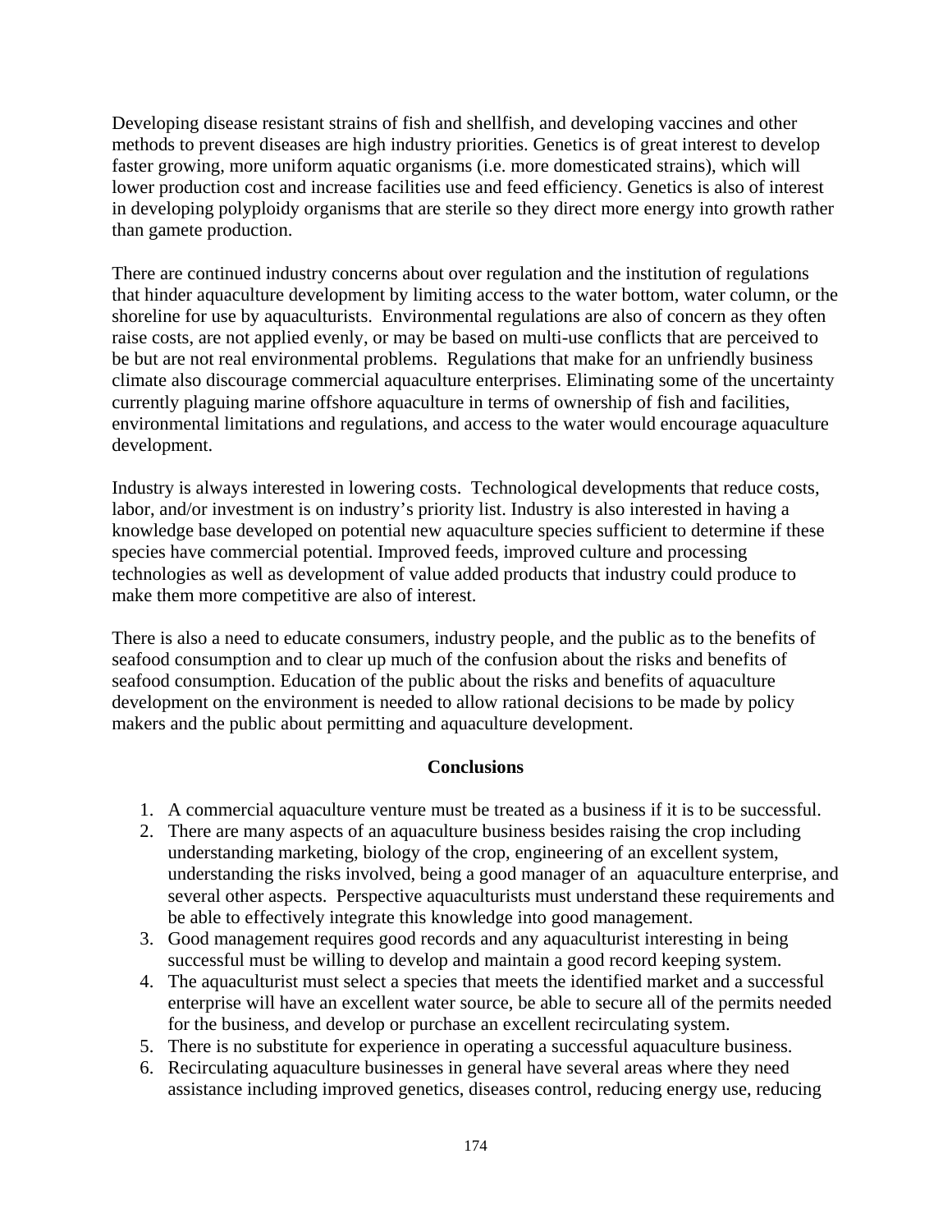Developing disease resistant strains of fish and shellfish, and developing vaccines and other methods to prevent diseases are high industry priorities. Genetics is of great interest to develop faster growing, more uniform aquatic organisms (i.e. more domesticated strains), which will lower production cost and increase facilities use and feed efficiency. Genetics is also of interest in developing polyploidy organisms that are sterile so they direct more energy into growth rather than gamete production.

There are continued industry concerns about over regulation and the institution of regulations that hinder aquaculture development by limiting access to the water bottom, water column, or the shoreline for use by aquaculturists. Environmental regulations are also of concern as they often raise costs, are not applied evenly, or may be based on multi-use conflicts that are perceived to be but are not real environmental problems. Regulations that make for an unfriendly business climate also discourage commercial aquaculture enterprises. Eliminating some of the uncertainty currently plaguing marine offshore aquaculture in terms of ownership of fish and facilities, environmental limitations and regulations, and access to the water would encourage aquaculture development.

Industry is always interested in lowering costs. Technological developments that reduce costs, labor, and/or investment is on industry's priority list. Industry is also interested in having a knowledge base developed on potential new aquaculture species sufficient to determine if these species have commercial potential. Improved feeds, improved culture and processing technologies as well as development of value added products that industry could produce to make them more competitive are also of interest.

There is also a need to educate consumers, industry people, and the public as to the benefits of seafood consumption and to clear up much of the confusion about the risks and benefits of seafood consumption. Education of the public about the risks and benefits of aquaculture development on the environment is needed to allow rational decisions to be made by policy makers and the public about permitting and aquaculture development.

## Conclusions

1. A commercial aquaculture venture must be treated as a business if it is to be successful.
2. There are many aspects of an aquaculture business besides raising the crop including understanding marketing, biology of the crop, engineering of an excellent system, understanding the risks involved, being a good manager of an aquaculture enterprise, and several other aspects. Perspective aquaculturists must understand these requirements and be able to effectively integrate this knowledge into good management.
3. Good management requires good records and any aquaculturist interesting in being successful must be willing to develop and maintain a good record keeping system.
4. The aquaculturist must select a species that meets the identified market and a successful enterprise will have an excellent water source, be able to secure all of the permits needed for the business, and develop or purchase an excellent recirculating system.
5. There is no substitute for experience in operating a successful aquaculture business.
6. Recirculating aquaculture businesses in general have several areas where they need assistance including improved genetics, diseases control, reducing energy use, reducing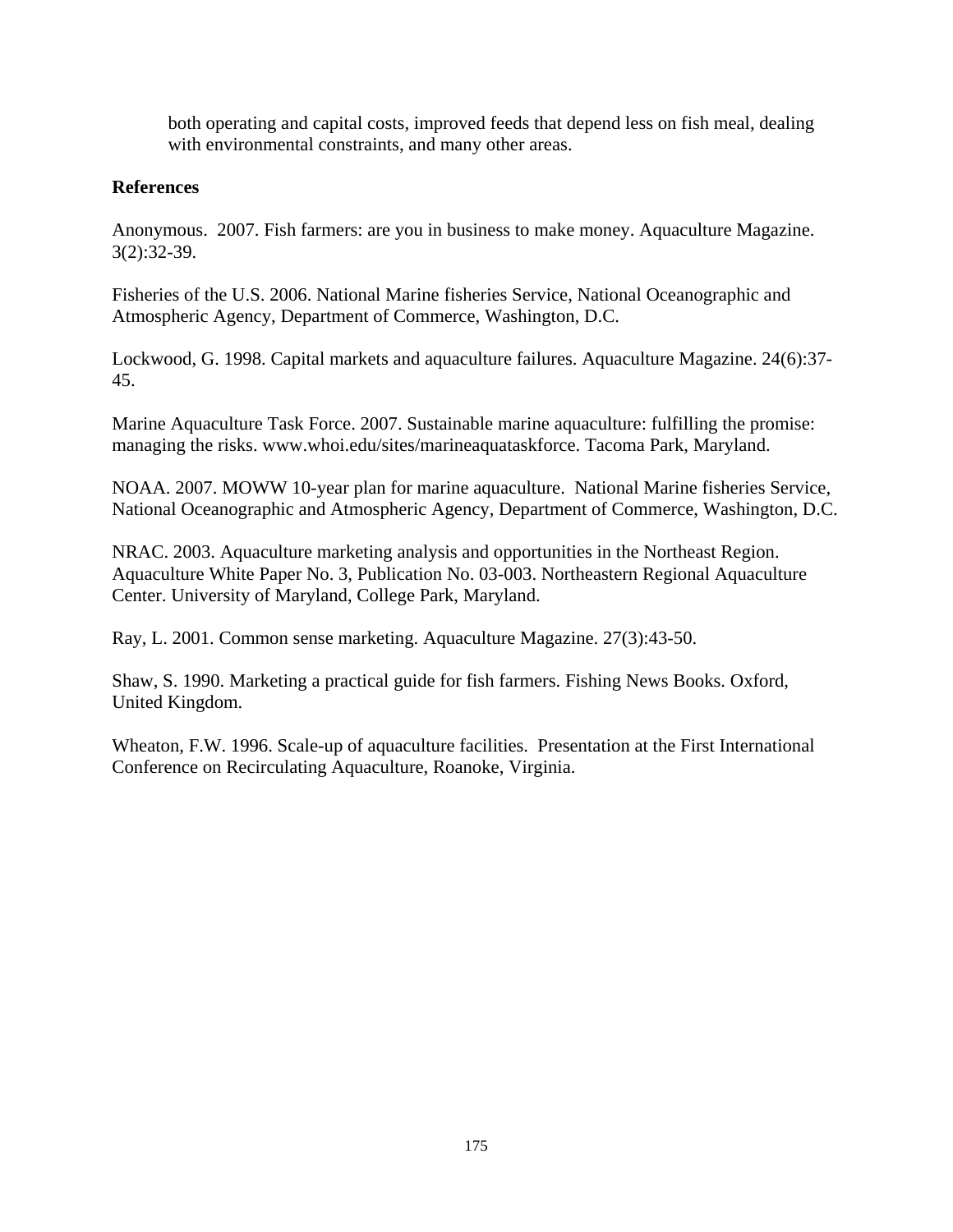both operating and capital costs, improved feeds that depend less on fish meal, dealing with environmental constraints, and many other areas.

**References**

Anonymous. 2007. Fish farmers: are you in business to make money. Aquaculture Magazine. 3(2):32-39.

Fisheries of the U.S. 2006. National Marine fisheries Service, National Oceanographic and Atmospheric Agency, Department of Commerce, Washington, D.C.

Lockwood, G. 1998. Capital markets and aquaculture failures. Aquaculture Magazine. 24(6):37-45.

Marine Aquaculture Task Force. 2007. Sustainable marine aquaculture: fulfilling the promise: managing the risks. www.whoi.edu/sites/marineaquataskforce. Tacoma Park, Maryland.

NOAA. 2007. MOWW 10-year plan for marine aquaculture. National Marine fisheries Service, National Oceanographic and Atmospheric Agency, Department of Commerce, Washington, D.C.

NRAC. 2003. Aquaculture marketing analysis and opportunities in the Northeast Region. Aquaculture White Paper No. 3, Publication No. 03-003. Northeastern Regional Aquaculture Center. University of Maryland, College Park, Maryland.

Ray, L. 2001. Common sense marketing. Aquaculture Magazine. 27(3):43-50.

Shaw, S. 1990. Marketing a practical guide for fish farmers. Fishing News Books. Oxford, United Kingdom.

Wheaton, F.W. 1996. Scale-up of aquaculture facilities. Presentation at the First International Conference on Recirculating Aquaculture, Roanoke, Virginia.